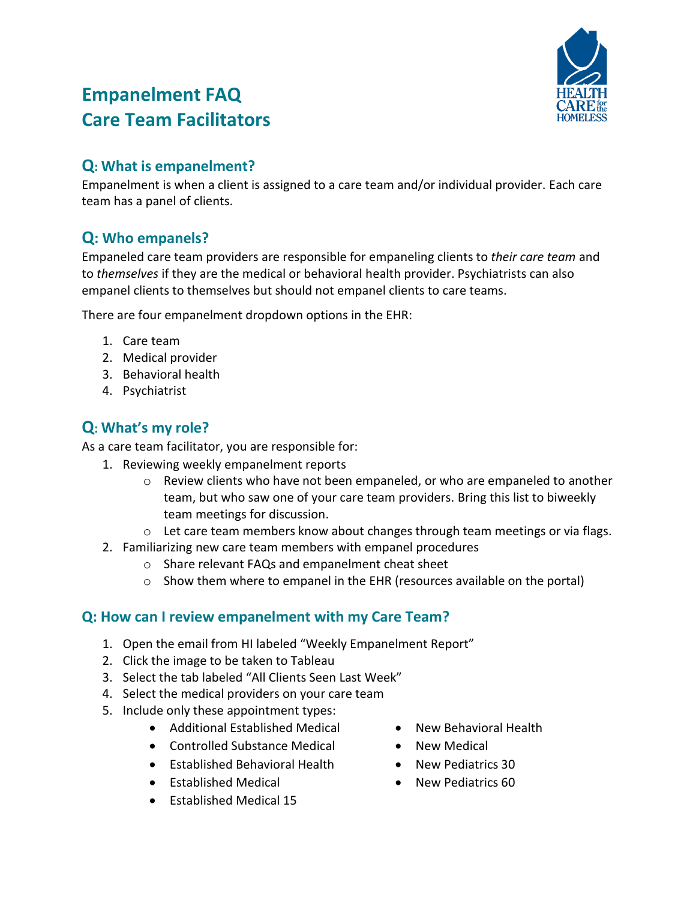# Empanelment FAQ
# Care Team Facilitators

## Q: What is empanelment?

Empanelment is when a client is assigned to a care team and/or individual provider. Each care team has a panel of clients.

## Q: Who empanels?

Empaneled care team providers are responsible for empaneling clients to *their care team* and to *themselves* if they are the medical or behavioral health provider. Psychiatrists can also empanel clients to themselves but should not empanel clients to care teams.

There are four empanelment dropdown options in the EHR:

1. Care team
2. Medical provider
3. Behavioral health
4. Psychiatrist

## Q: What's my role?

As a care team facilitator, you are responsible for:

1. Reviewing weekly empanelment reports
   - Review clients who have not been empaneled, or who are empaneled to another team, but who saw one of your care team providers. Bring this list to biweekly team meetings for discussion.
   - Let care team members know about changes through team meetings or via flags.
2. Familiarizing new care team members with empanel procedures
   - Share relevant FAQs and empanelment cheat sheet
   - Show them where to empanel in the EHR (resources available on the portal)

## Q: How can I review empanelment with my Care Team?

1. Open the email from HI labeled "Weekly Empanelment Report"
2. Click the image to be taken to Tableau
3. Select the tab labeled "All Clients Seen Last Week"
4. Select the medical providers on your care team
5. Include only these appointment types:
   - Additional Established Medical
   - Controlled Substance Medical
   - Established Behavioral Health
   - Established Medical
   - Established Medical 15
   - New Behavioral Health
   - New Medical
   - New Pediatrics 30
   - New Pediatrics 60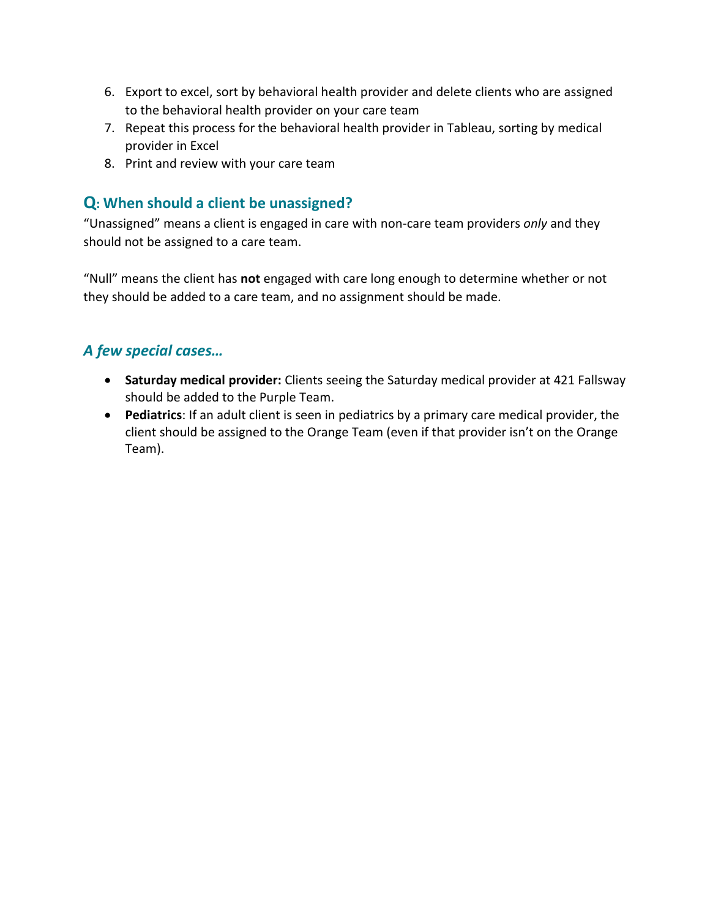6. Export to excel, sort by behavioral health provider and delete clients who are assigned to the behavioral health provider on your care team
7. Repeat this process for the behavioral health provider in Tableau, sorting by medical provider in Excel
8. Print and review with your care team

## Q: When should a client be unassigned?

"Unassigned" means a client is engaged in care with non-care team providers *only* and they should not be assigned to a care team.

"Null" means the client has **not** engaged with care long enough to determine whether or not they should be added to a care team, and no assignment should be made.

### *A few special cases…*

- **Saturday medical provider:** Clients seeing the Saturday medical provider at 421 Fallsway should be added to the Purple Team.
- **Pediatrics**: If an adult client is seen in pediatrics by a primary care medical provider, the client should be assigned to the Orange Team (even if that provider isn't on the Orange Team).